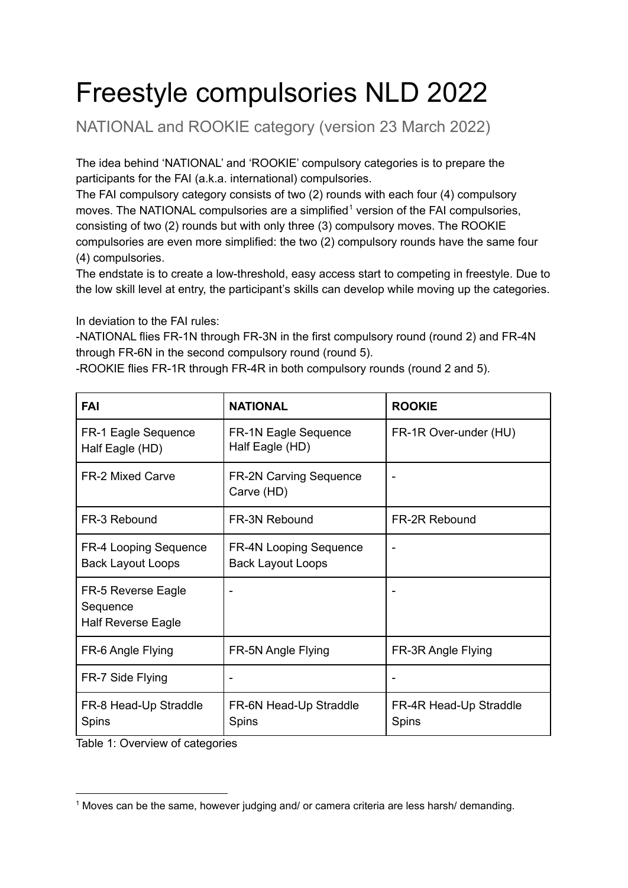# Freestyle compulsories NLD 2022

NATIONAL and ROOKIE category (version 23 March 2022)

The idea behind 'NATIONAL' and 'ROOKIE' compulsory categories is to prepare the participants for the FAI (a.k.a. international) compulsories.
The FAI compulsory category consists of two (2) rounds with each four (4) compulsory moves. The NATIONAL compulsories are a simplified[1] version of the FAI compulsories, consisting of two (2) rounds but with only three (3) compulsory moves. The ROOKIE compulsories are even more simplified: the two (2) compulsory rounds have the same four (4) compulsories.
The endstate is to create a low-threshold, easy access start to competing in freestyle. Due to the low skill level at entry, the participant's skills can develop while moving up the categories.

In deviation to the FAI rules:
-NATIONAL flies FR-1N through FR-3N in the first compulsory round (round 2) and FR-4N through FR-6N in the second compulsory round (round 5).
-ROOKIE flies FR-1R through FR-4R in both compulsory rounds (round 2 and 5).

| FAI | NATIONAL | ROOKIE |
|---|---|---|
| FR-1 Eagle Sequence Half Eagle (HD) | FR-1N Eagle Sequence Half Eagle (HD) | FR-1R Over-under (HU) |
| FR-2 Mixed Carve | FR-2N Carving Sequence Carve (HD) | - |
| FR-3 Rebound | FR-3N Rebound | FR-2R Rebound |
| FR-4 Looping Sequence Back Layout Loops | FR-4N Looping Sequence Back Layout Loops | - |
| FR-5 Reverse Eagle Sequence Half Reverse Eagle | - | - |
| FR-6 Angle Flying | FR-5N Angle Flying | FR-3R Angle Flying |
| FR-7 Side Flying | - | - |
| FR-8 Head-Up Straddle Spins | FR-6N Head-Up Straddle Spins | FR-4R Head-Up Straddle Spins |

Table 1: Overview of categories

[1] Moves can be the same, however judging and/ or camera criteria are less harsh/ demanding.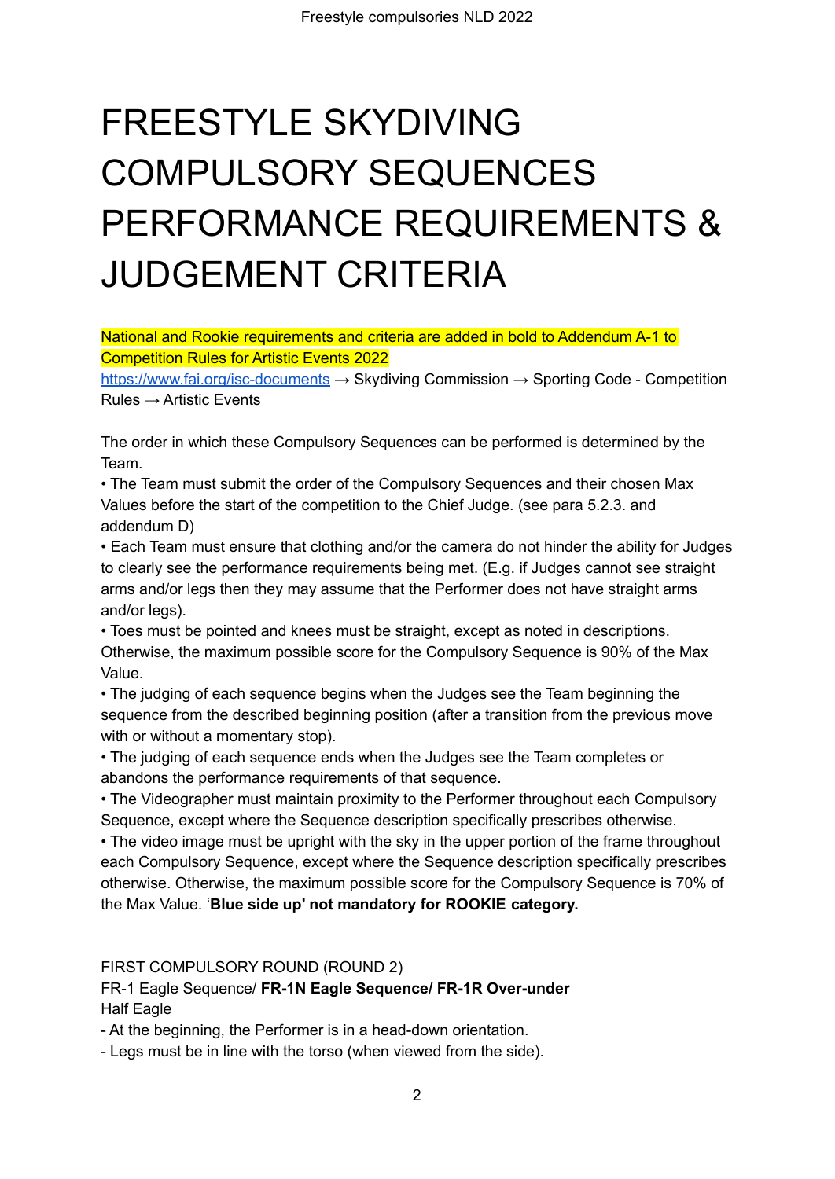# FREESTYLE SKYDIVING COMPULSORY SEQUENCES PERFORMANCE REQUIREMENTS & JUDGEMENT CRITERIA

National and Rookie requirements and criteria are added in bold to Addendum A-1 to Competition Rules for Artistic Events 2022

https://www.fai.org/isc-documents → Skydiving Commission → Sporting Code - Competition Rules → Artistic Events

The order in which these Compulsory Sequences can be performed is determined by the Team.

• The Team must submit the order of the Compulsory Sequences and their chosen Max Values before the start of the competition to the Chief Judge. (see para 5.2.3. and addendum D)

• Each Team must ensure that clothing and/or the camera do not hinder the ability for Judges to clearly see the performance requirements being met. (E.g. if Judges cannot see straight arms and/or legs then they may assume that the Performer does not have straight arms and/or legs).

• Toes must be pointed and knees must be straight, except as noted in descriptions. Otherwise, the maximum possible score for the Compulsory Sequence is 90% of the Max Value.

• The judging of each sequence begins when the Judges see the Team beginning the sequence from the described beginning position (after a transition from the previous move with or without a momentary stop).

• The judging of each sequence ends when the Judges see the Team completes or abandons the performance requirements of that sequence.

• The Videographer must maintain proximity to the Performer throughout each Compulsory Sequence, except where the Sequence description specifically prescribes otherwise.

• The video image must be upright with the sky in the upper portion of the frame throughout each Compulsory Sequence, except where the Sequence description specifically prescribes otherwise. Otherwise, the maximum possible score for the Compulsory Sequence is 70% of the Max Value. '**Blue side up' not mandatory for ROOKIE category.**

FIRST COMPULSORY ROUND (ROUND 2)

FR-1 Eagle Sequence/ **FR-1N Eagle Sequence/ FR-1R Over-under**

Half Eagle

- At the beginning, the Performer is in a head-down orientation.
- Legs must be in line with the torso (when viewed from the side).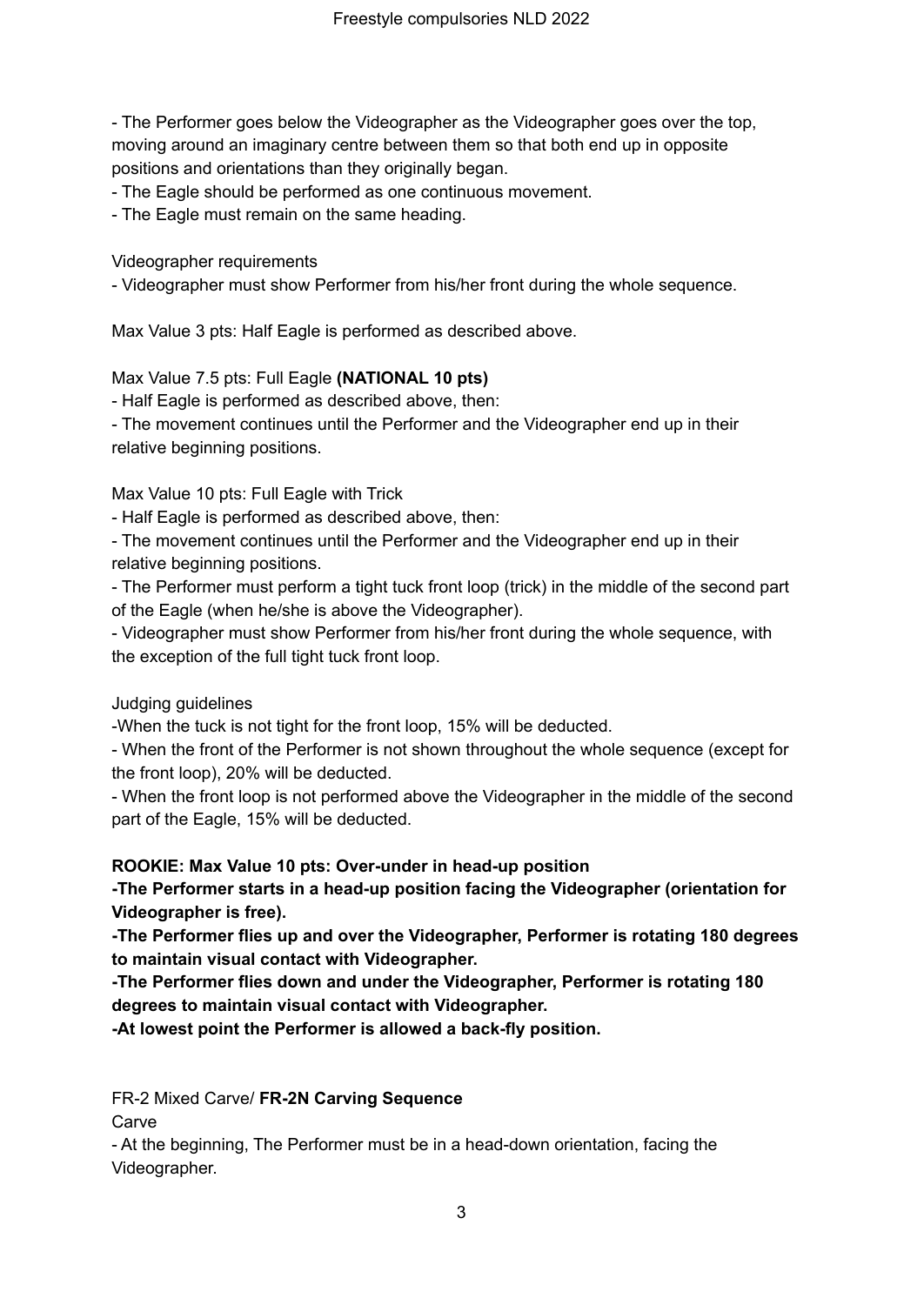- The Performer goes below the Videographer as the Videographer goes over the top, moving around an imaginary centre between them so that both end up in opposite positions and orientations than they originally began.
- The Eagle should be performed as one continuous movement.
- The Eagle must remain on the same heading.

Videographer requirements
- Videographer must show Performer from his/her front during the whole sequence.

Max Value 3 pts: Half Eagle is performed as described above.

Max Value 7.5 pts: Full Eagle **(NATIONAL 10 pts)**
- Half Eagle is performed as described above, then:
- The movement continues until the Performer and the Videographer end up in their relative beginning positions.

Max Value 10 pts: Full Eagle with Trick
- Half Eagle is performed as described above, then:
- The movement continues until the Performer and the Videographer end up in their relative beginning positions.
- The Performer must perform a tight tuck front loop (trick) in the middle of the second part of the Eagle (when he/she is above the Videographer).
- Videographer must show Performer from his/her front during the whole sequence, with the exception of the full tight tuck front loop.

Judging guidelines
-When the tuck is not tight for the front loop, 15% will be deducted.
- When the front of the Performer is not shown throughout the whole sequence (except for the front loop), 20% will be deducted.
- When the front loop is not performed above the Videographer in the middle of the second part of the Eagle, 15% will be deducted.

**ROOKIE: Max Value 10 pts: Over-under in head-up position**
**-The Performer starts in a head-up position facing the Videographer (orientation for Videographer is free).**
**-The Performer flies up and over the Videographer, Performer is rotating 180 degrees to maintain visual contact with Videographer.**
**-The Performer flies down and under the Videographer, Performer is rotating 180 degrees to maintain visual contact with Videographer.**
**-At lowest point the Performer is allowed a back-fly position.**

FR-2 Mixed Carve/ **FR-2N Carving Sequence**
Carve
- At the beginning, The Performer must be in a head-down orientation, facing the Videographer.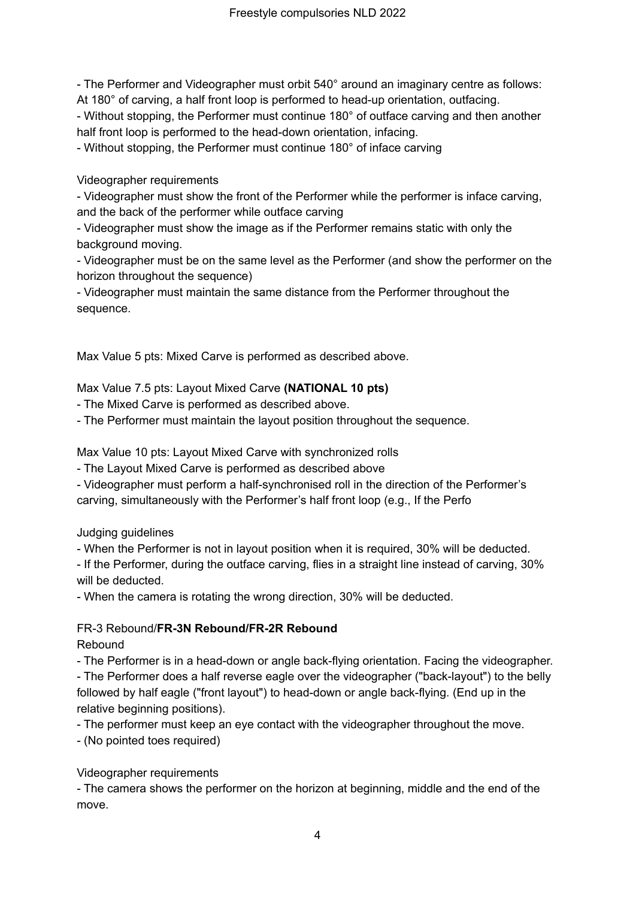- The Performer and Videographer must orbit 540° around an imaginary centre as follows: At 180° of carving, a half front loop is performed to head-up orientation, outfacing.
- Without stopping, the Performer must continue 180° of outface carving and then another half front loop is performed to the head-down orientation, infacing.
- Without stopping, the Performer must continue 180° of inface carving

Videographer requirements

- Videographer must show the front of the Performer while the performer is inface carving, and the back of the performer while outface carving
- Videographer must show the image as if the Performer remains static with only the background moving.
- Videographer must be on the same level as the Performer (and show the performer on the horizon throughout the sequence)
- Videographer must maintain the same distance from the Performer throughout the sequence.

Max Value 5 pts: Mixed Carve is performed as described above.

Max Value 7.5 pts: Layout Mixed Carve **(NATIONAL 10 pts)**

- The Mixed Carve is performed as described above.
- The Performer must maintain the layout position throughout the sequence.

Max Value 10 pts: Layout Mixed Carve with synchronized rolls

- The Layout Mixed Carve is performed as described above
- Videographer must perform a half-synchronised roll in the direction of the Performer's carving, simultaneously with the Performer's half front loop (e.g., If the Perfo

Judging guidelines

- When the Performer is not in layout position when it is required, 30% will be deducted.
- If the Performer, during the outface carving, flies in a straight line instead of carving, 30% will be deducted.
- When the camera is rotating the wrong direction, 30% will be deducted.

### FR-3 Rebound/**FR-3N Rebound/FR-2R Rebound**

Rebound

- The Performer is in a head-down or angle back-flying orientation. Facing the videographer.
- The Performer does a half reverse eagle over the videographer ("back-layout") to the belly followed by half eagle ("front layout") to head-down or angle back-flying. (End up in the relative beginning positions).
- The performer must keep an eye contact with the videographer throughout the move.
- (No pointed toes required)

Videographer requirements

- The camera shows the performer on the horizon at beginning, middle and the end of the move.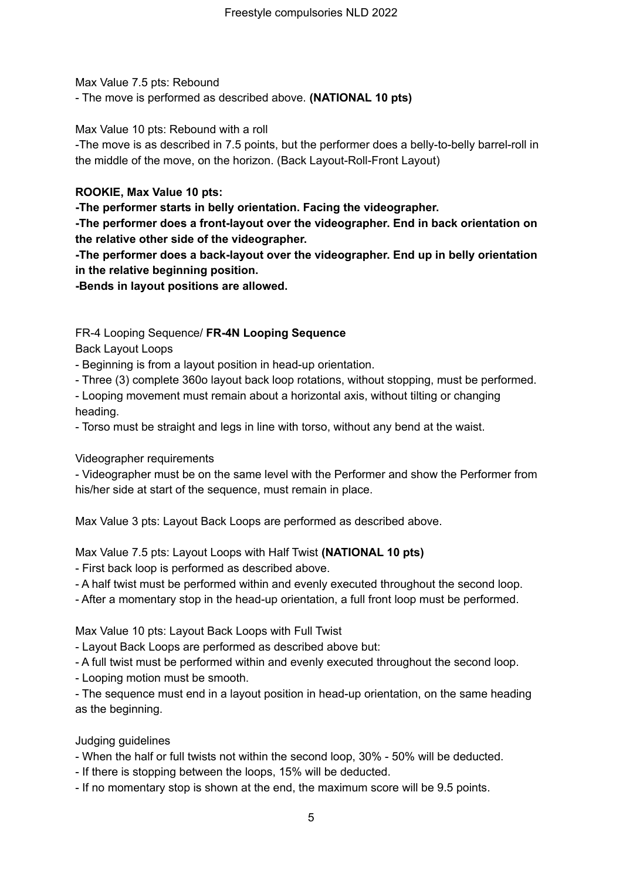Max Value 7.5 pts: Rebound

- The move is performed as described above. **(NATIONAL 10 pts)**

Max Value 10 pts: Rebound with a roll

-The move is as described in 7.5 points, but the performer does a belly-to-belly barrel-roll in the middle of the move, on the horizon. (Back Layout-Roll-Front Layout)

**ROOKIE, Max Value 10 pts:**

**-The performer starts in belly orientation. Facing the videographer.**

**-The performer does a front-layout over the videographer. End in back orientation on the relative other side of the videographer.**

**-The performer does a back-layout over the videographer. End up in belly orientation in the relative beginning position.**

**-Bends in layout positions are allowed.**

FR-4 Looping Sequence/ **FR-4N Looping Sequence**

Back Layout Loops

- Beginning is from a layout position in head-up orientation.
- Three (3) complete 360o layout back loop rotations, without stopping, must be performed.
- Looping movement must remain about a horizontal axis, without tilting or changing heading.
- Torso must be straight and legs in line with torso, without any bend at the waist.

Videographer requirements

- Videographer must be on the same level with the Performer and show the Performer from his/her side at start of the sequence, must remain in place.

Max Value 3 pts: Layout Back Loops are performed as described above.

Max Value 7.5 pts: Layout Loops with Half Twist **(NATIONAL 10 pts)**

- First back loop is performed as described above.
- A half twist must be performed within and evenly executed throughout the second loop.
- After a momentary stop in the head-up orientation, a full front loop must be performed.

Max Value 10 pts: Layout Back Loops with Full Twist

- Layout Back Loops are performed as described above but:
- A full twist must be performed within and evenly executed throughout the second loop.
- Looping motion must be smooth.
- The sequence must end in a layout position in head-up orientation, on the same heading as the beginning.

Judging guidelines

- When the half or full twists not within the second loop, 30% - 50% will be deducted.
- If there is stopping between the loops, 15% will be deducted.
- If no momentary stop is shown at the end, the maximum score will be 9.5 points.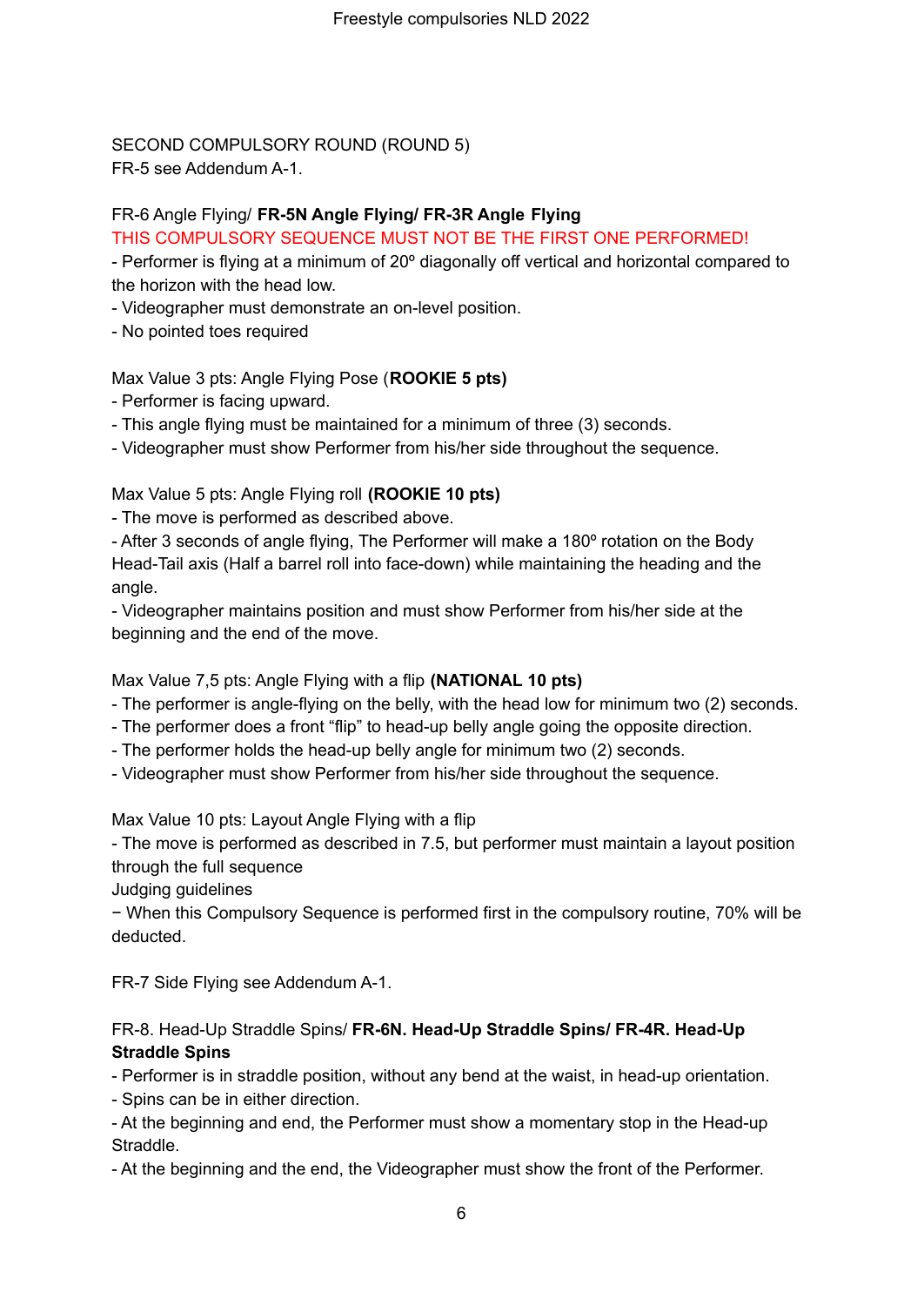SECOND COMPULSORY ROUND (ROUND 5)
FR-5 see Addendum A-1.

FR-6 Angle Flying/ **FR-5N Angle Flying/ FR-3R Angle Flying**
THIS COMPULSORY SEQUENCE MUST NOT BE THE FIRST ONE PERFORMED!
- Performer is flying at a minimum of 20º diagonally off vertical and horizontal compared to the horizon with the head low.
- Videographer must demonstrate an on-level position.
- No pointed toes required

Max Value 3 pts: Angle Flying Pose (**ROOKIE 5 pts)**
- Performer is facing upward.
- This angle flying must be maintained for a minimum of three (3) seconds.
- Videographer must show Performer from his/her side throughout the sequence.

Max Value 5 pts: Angle Flying roll **(ROOKIE 10 pts)**
- The move is performed as described above.
- After 3 seconds of angle flying, The Performer will make a 180º rotation on the Body Head-Tail axis (Half a barrel roll into face-down) while maintaining the heading and the angle.
- Videographer maintains position and must show Performer from his/her side at the beginning and the end of the move.

Max Value 7,5 pts: Angle Flying with a flip **(NATIONAL 10 pts)**
- The performer is angle-flying on the belly, with the head low for minimum two (2) seconds.
- The performer does a front "flip" to head-up belly angle going the opposite direction.
- The performer holds the head-up belly angle for minimum two (2) seconds.
- Videographer must show Performer from his/her side throughout the sequence.

Max Value 10 pts: Layout Angle Flying with a flip
- The move is performed as described in 7.5, but performer must maintain a layout position through the full sequence

Judging guidelines
− When this Compulsory Sequence is performed first in the compulsory routine, 70% will be deducted.

FR-7 Side Flying see Addendum A-1.

FR-8. Head-Up Straddle Spins/ **FR-6N. Head-Up Straddle Spins/ FR-4R. Head-Up Straddle Spins**
- Performer is in straddle position, without any bend at the waist, in head-up orientation.
- Spins can be in either direction.
- At the beginning and end, the Performer must show a momentary stop in the Head-up Straddle.
- At the beginning and the end, the Videographer must show the front of the Performer.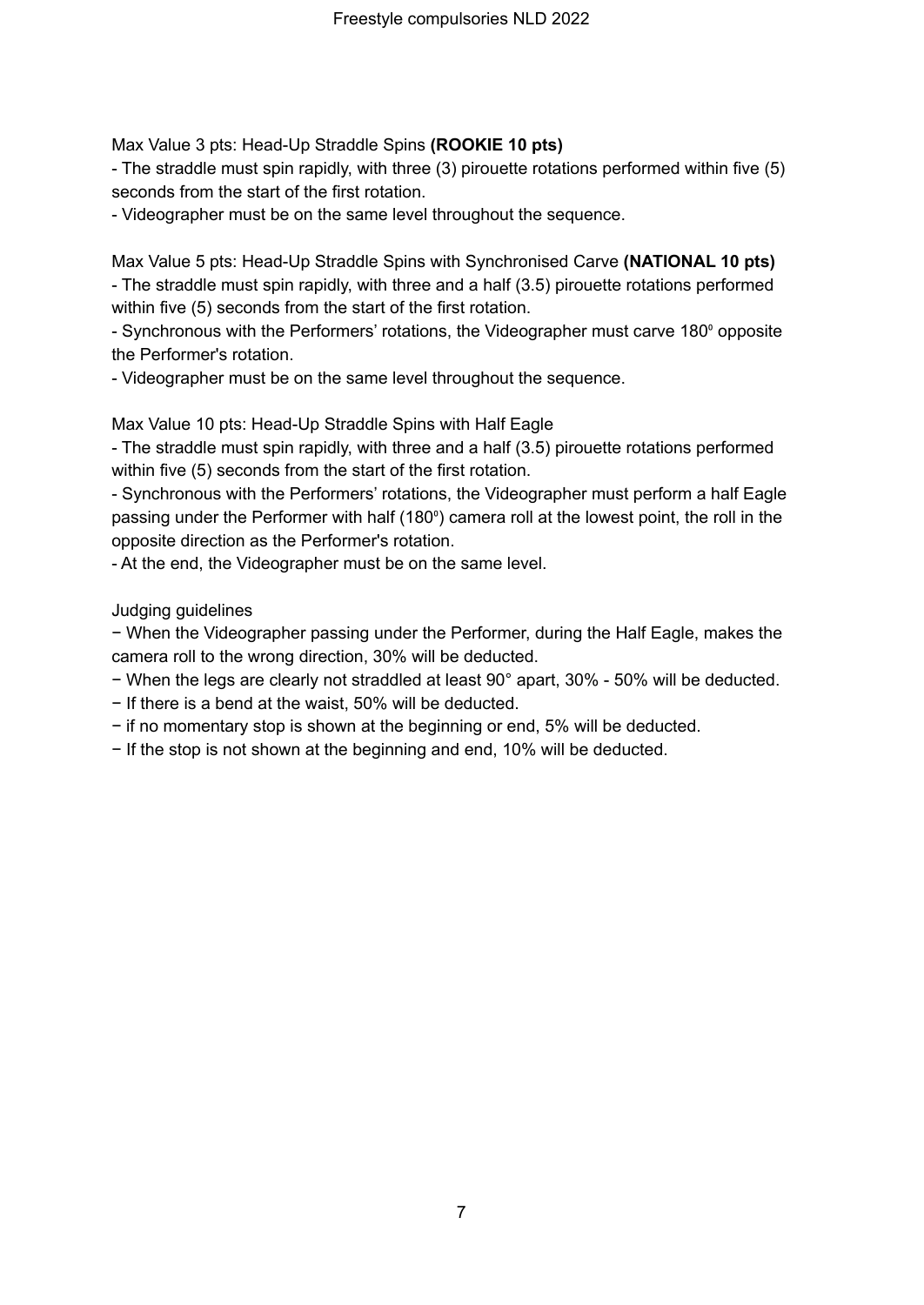Max Value 3 pts: Head-Up Straddle Spins **(ROOKIE 10 pts)**

- The straddle must spin rapidly, with three (3) pirouette rotations performed within five (5) seconds from the start of the first rotation.
- Videographer must be on the same level throughout the sequence.

Max Value 5 pts: Head-Up Straddle Spins with Synchronised Carve **(NATIONAL 10 pts)**

- The straddle must spin rapidly, with three and a half (3.5) pirouette rotations performed within five (5) seconds from the start of the first rotation.
- Synchronous with the Performers' rotations, the Videographer must carve 180º opposite the Performer's rotation.
- Videographer must be on the same level throughout the sequence.

Max Value 10 pts: Head-Up Straddle Spins with Half Eagle

- The straddle must spin rapidly, with three and a half (3.5) pirouette rotations performed within five (5) seconds from the start of the first rotation.
- Synchronous with the Performers' rotations, the Videographer must perform a half Eagle passing under the Performer with half (180º) camera roll at the lowest point, the roll in the opposite direction as the Performer's rotation.
- At the end, the Videographer must be on the same level.

Judging guidelines

− When the Videographer passing under the Performer, during the Half Eagle, makes the camera roll to the wrong direction, 30% will be deducted.
− When the legs are clearly not straddled at least 90° apart, 30% - 50% will be deducted.
− If there is a bend at the waist, 50% will be deducted.
− if no momentary stop is shown at the beginning or end, 5% will be deducted.
− If the stop is not shown at the beginning and end, 10% will be deducted.